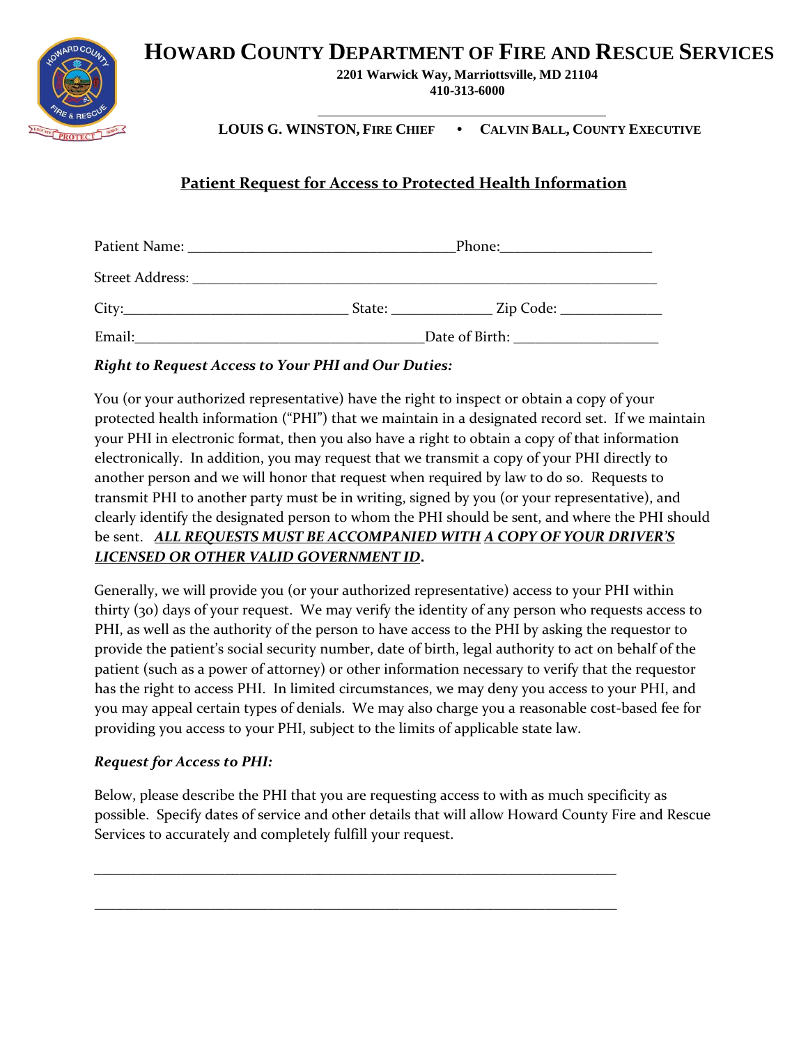# HOWARD COUNTY DEPARTMENT OF FIRE AND RESCUE SERVICES

**2201 Warwick Way, Marriottsville, MD 21104**
**410-313-6000**

**LOUIS G. WINSTON, FIRE CHIEF • CALVIN BALL, COUNTY EXECUTIVE**

## Patient Request for Access to Protected Health Information

Patient Name: ___________________________________ Phone: ___________________

Street Address: ____________________________________________________________

City: ____________________________ State: _____________ Zip Code: _____________

Email: _____________________________________ Date of Birth: __________________

***Right to Request Access to Your PHI and Our Duties:***

You (or your authorized representative) have the right to inspect or obtain a copy of your protected health information ("PHI") that we maintain in a designated record set. If we maintain your PHI in electronic format, then you also have a right to obtain a copy of that information electronically. In addition, you may request that we transmit a copy of your PHI directly to another person and we will honor that request when required by law to do so. Requests to transmit PHI to another party must be in writing, signed by you (or your representative), and clearly identify the designated person to whom the PHI should be sent, and where the PHI should be sent. ***ALL REQUESTS MUST BE ACCOMPANIED WITH A COPY OF YOUR DRIVER'S LICENSED OR OTHER VALID GOVERNMENT ID.***

Generally, we will provide you (or your authorized representative) access to your PHI within thirty (30) days of your request. We may verify the identity of any person who requests access to PHI, as well as the authority of the person to have access to the PHI by asking the requestor to provide the patient's social security number, date of birth, legal authority to act on behalf of the patient (such as a power of attorney) or other information necessary to verify that the requestor has the right to access PHI. In limited circumstances, we may deny you access to your PHI, and you may appeal certain types of denials. We may also charge you a reasonable cost-based fee for providing you access to your PHI, subject to the limits of applicable state law.

***Request for Access to PHI:***

Below, please describe the PHI that you are requesting access to with as much specificity as possible. Specify dates of service and other details that will allow Howard County Fire and Rescue Services to accurately and completely fulfill your request.

___________________________________________________________________________

___________________________________________________________________________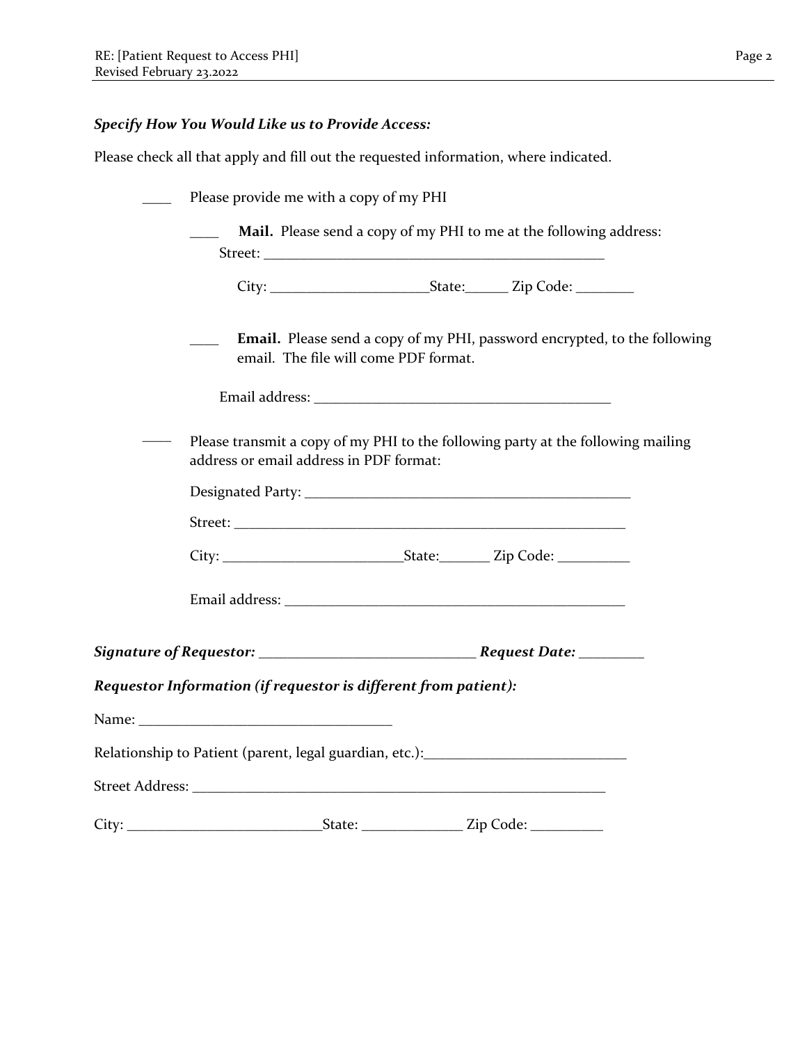***Specify How You Would Like us to Provide Access:***

Please check all that apply and fill out the requested information, where indicated.

____ Please provide me with a copy of my PHI

____ **Mail.** Please send a copy of my PHI to me at the following address:

Street: ________________________________________________

City: ______________________State:______ Zip Code: ________

____ **Email.** Please send a copy of my PHI, password encrypted, to the following email. The file will come PDF format.

Email address: _________________________________________

____ Please transmit a copy of my PHI to the following party at the following mailing address or email address in PDF format:

Designated Party: ______________________________________________

Street: ______________________________________________________

City: ________________________State:_______ Zip Code: __________

Email address: _______________________________________________

***Signature of Requestor:*** _____________________________ ***Request Date:*** _________

***Requestor Information (if requestor is different from patient):***

Name: __________________________________

Relationship to Patient (parent, legal guardian, etc.):___________________________

Street Address: _______________________________________________________

City: __________________________State: ______________ Zip Code: __________